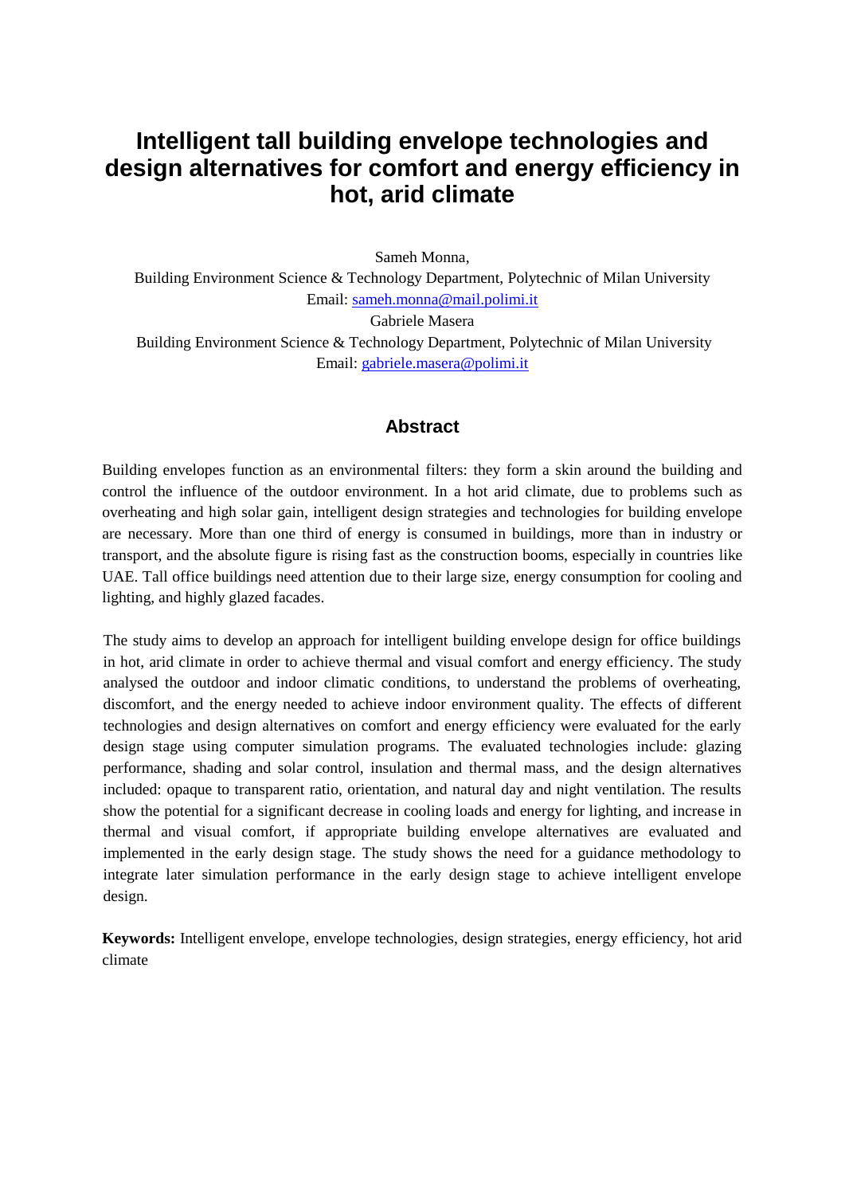# Intelligent tall building envelope technologies and design alternatives for comfort and energy efficiency in hot, arid climate

Sameh Monna,
Building Environment Science & Technology Department, Polytechnic of Milan University
Email: sameh.monna@mail.polimi.it
Gabriele Masera
Building Environment Science & Technology Department, Polytechnic of Milan University
Email: gabriele.masera@polimi.it

## Abstract

Building envelopes function as an environmental filters: they form a skin around the building and control the influence of the outdoor environment. In a hot arid climate, due to problems such as overheating and high solar gain, intelligent design strategies and technologies for building envelope are necessary. More than one third of energy is consumed in buildings, more than in industry or transport, and the absolute figure is rising fast as the construction booms, especially in countries like UAE. Tall office buildings need attention due to their large size, energy consumption for cooling and lighting, and highly glazed facades.

The study aims to develop an approach for intelligent building envelope design for office buildings in hot, arid climate in order to achieve thermal and visual comfort and energy efficiency. The study analysed the outdoor and indoor climatic conditions, to understand the problems of overheating, discomfort, and the energy needed to achieve indoor environment quality. The effects of different technologies and design alternatives on comfort and energy efficiency were evaluated for the early design stage using computer simulation programs. The evaluated technologies include: glazing performance, shading and solar control, insulation and thermal mass, and the design alternatives included: opaque to transparent ratio, orientation, and natural day and night ventilation. The results show the potential for a significant decrease in cooling loads and energy for lighting, and increase in thermal and visual comfort, if appropriate building envelope alternatives are evaluated and implemented in the early design stage. The study shows the need for a guidance methodology to integrate later simulation performance in the early design stage to achieve intelligent envelope design.

**Keywords:** Intelligent envelope, envelope technologies, design strategies, energy efficiency, hot arid climate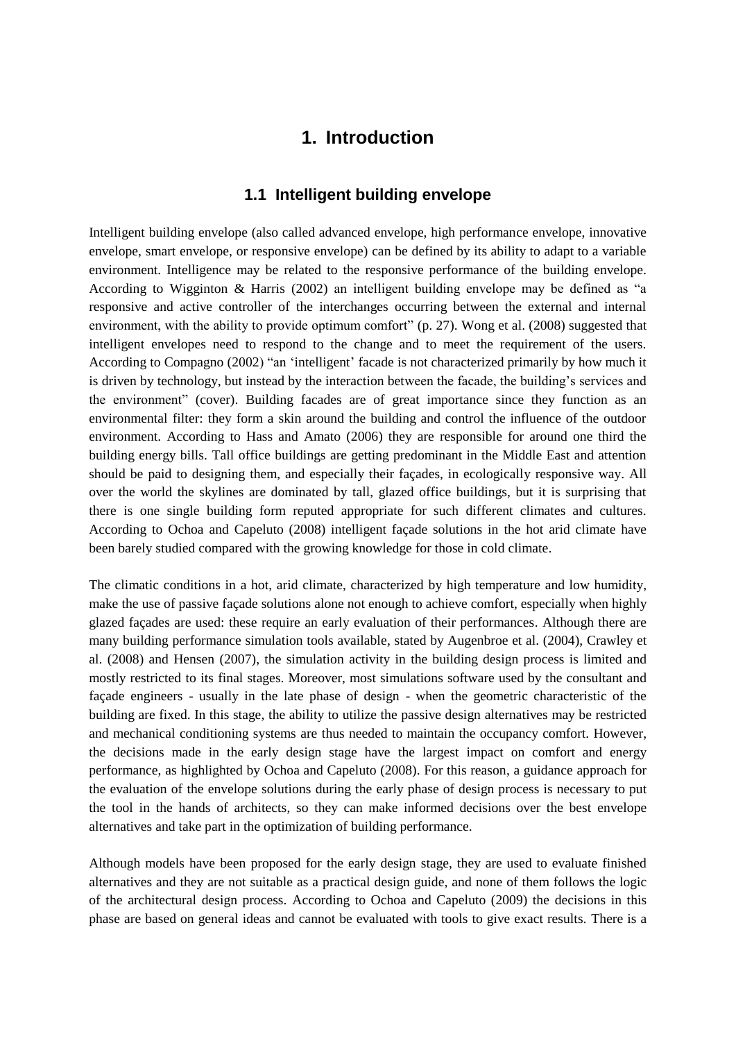# 1. Introduction

## 1.1 Intelligent building envelope

Intelligent building envelope (also called advanced envelope, high performance envelope, innovative envelope, smart envelope, or responsive envelope) can be defined by its ability to adapt to a variable environment. Intelligence may be related to the responsive performance of the building envelope. According to Wigginton & Harris (2002) an intelligent building envelope may be defined as "a responsive and active controller of the interchanges occurring between the external and internal environment, with the ability to provide optimum comfort" (p. 27). Wong et al. (2008) suggested that intelligent envelopes need to respond to the change and to meet the requirement of the users. According to Compagno (2002) "an 'intelligent' facade is not characterized primarily by how much it is driven by technology, but instead by the interaction between the facade, the building's services and the environment" (cover). Building facades are of great importance since they function as an environmental filter: they form a skin around the building and control the influence of the outdoor environment. According to Hass and Amato (2006) they are responsible for around one third the building energy bills. Tall office buildings are getting predominant in the Middle East and attention should be paid to designing them, and especially their façades, in ecologically responsive way. All over the world the skylines are dominated by tall, glazed office buildings, but it is surprising that there is one single building form reputed appropriate for such different climates and cultures. According to Ochoa and Capeluto (2008) intelligent façade solutions in the hot arid climate have been barely studied compared with the growing knowledge for those in cold climate.

The climatic conditions in a hot, arid climate, characterized by high temperature and low humidity, make the use of passive façade solutions alone not enough to achieve comfort, especially when highly glazed façades are used: these require an early evaluation of their performances. Although there are many building performance simulation tools available, stated by Augenbroe et al. (2004), Crawley et al. (2008) and Hensen (2007), the simulation activity in the building design process is limited and mostly restricted to its final stages. Moreover, most simulations software used by the consultant and façade engineers - usually in the late phase of design - when the geometric characteristic of the building are fixed. In this stage, the ability to utilize the passive design alternatives may be restricted and mechanical conditioning systems are thus needed to maintain the occupancy comfort. However, the decisions made in the early design stage have the largest impact on comfort and energy performance, as highlighted by Ochoa and Capeluto (2008). For this reason, a guidance approach for the evaluation of the envelope solutions during the early phase of design process is necessary to put the tool in the hands of architects, so they can make informed decisions over the best envelope alternatives and take part in the optimization of building performance.

Although models have been proposed for the early design stage, they are used to evaluate finished alternatives and they are not suitable as a practical design guide, and none of them follows the logic of the architectural design process. According to Ochoa and Capeluto (2009) the decisions in this phase are based on general ideas and cannot be evaluated with tools to give exact results. There is a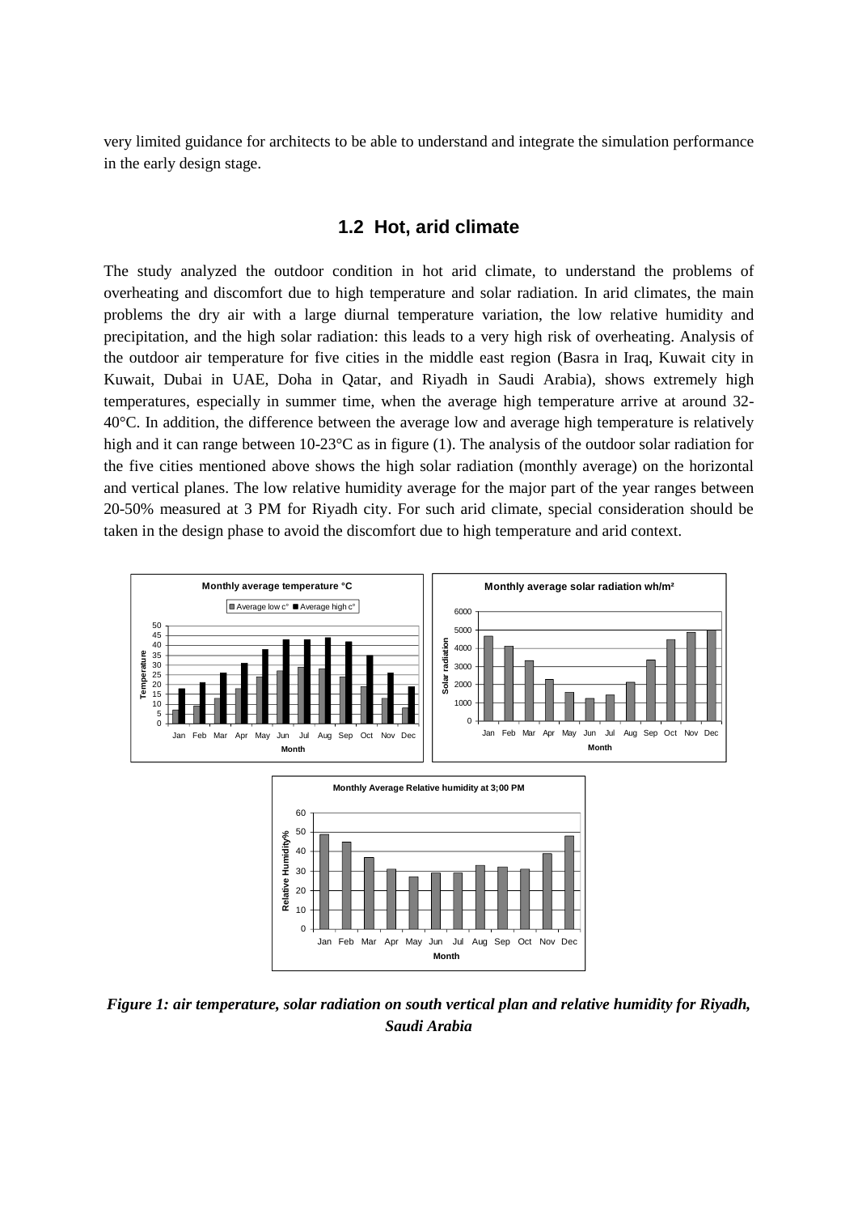very limited guidance for architects to be able to understand and integrate the simulation performance in the early design stage.

## 1.2 Hot, arid climate

The study analyzed the outdoor condition in hot arid climate, to understand the problems of overheating and discomfort due to high temperature and solar radiation. In arid climates, the main problems the dry air with a large diurnal temperature variation, the low relative humidity and precipitation, and the high solar radiation: this leads to a very high risk of overheating. Analysis of the outdoor air temperature for five cities in the middle east region (Basra in Iraq, Kuwait city in Kuwait, Dubai in UAE, Doha in Qatar, and Riyadh in Saudi Arabia), shows extremely high temperatures, especially in summer time, when the average high temperature arrive at around 32-40°C. In addition, the difference between the average low and average high temperature is relatively high and it can range between 10-23°C as in figure (1). The analysis of the outdoor solar radiation for the five cities mentioned above shows the high solar radiation (monthly average) on the horizontal and vertical planes. The low relative humidity average for the major part of the year ranges between 20-50% measured at 3 PM for Riyadh city. For such arid climate, special consideration should be taken in the design phase to avoid the discomfort due to high temperature and arid context.

***Figure 1: air temperature, solar radiation on south vertical plan and relative humidity for Riyadh, Saudi Arabia***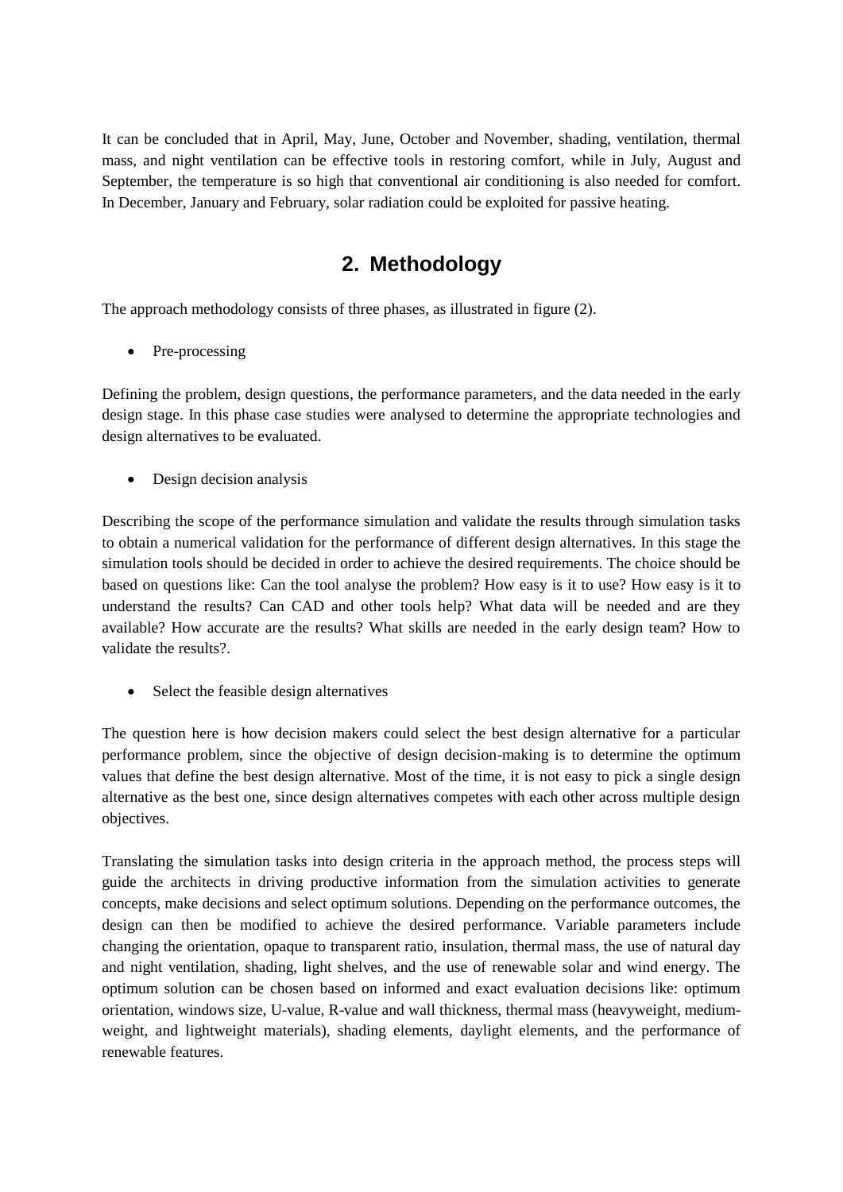It can be concluded that in April, May, June, October and November, shading, ventilation, thermal mass, and night ventilation can be effective tools in restoring comfort, while in July, August and September, the temperature is so high that conventional air conditioning is also needed for comfort. In December, January and February, solar radiation could be exploited for passive heating.

## 2. Methodology

The approach methodology consists of three phases, as illustrated in figure (2).

- Pre-processing

Defining the problem, design questions, the performance parameters, and the data needed in the early design stage. In this phase case studies were analysed to determine the appropriate technologies and design alternatives to be evaluated.

- Design decision analysis

Describing the scope of the performance simulation and validate the results through simulation tasks to obtain a numerical validation for the performance of different design alternatives. In this stage the simulation tools should be decided in order to achieve the desired requirements. The choice should be based on questions like: Can the tool analyse the problem? How easy is it to use? How easy is it to understand the results? Can CAD and other tools help? What data will be needed and are they available? How accurate are the results? What skills are needed in the early design team? How to validate the results?.

- Select the feasible design alternatives

The question here is how decision makers could select the best design alternative for a particular performance problem, since the objective of design decision-making is to determine the optimum values that define the best design alternative. Most of the time, it is not easy to pick a single design alternative as the best one, since design alternatives competes with each other across multiple design objectives.

Translating the simulation tasks into design criteria in the approach method, the process steps will guide the architects in driving productive information from the simulation activities to generate concepts, make decisions and select optimum solutions. Depending on the performance outcomes, the design can then be modified to achieve the desired performance. Variable parameters include changing the orientation, opaque to transparent ratio, insulation, thermal mass, the use of natural day and night ventilation, shading, light shelves, and the use of renewable solar and wind energy. The optimum solution can be chosen based on informed and exact evaluation decisions like: optimum orientation, windows size, U-value, R-value and wall thickness, thermal mass (heavyweight, medium-weight, and lightweight materials), shading elements, daylight elements, and the performance of renewable features.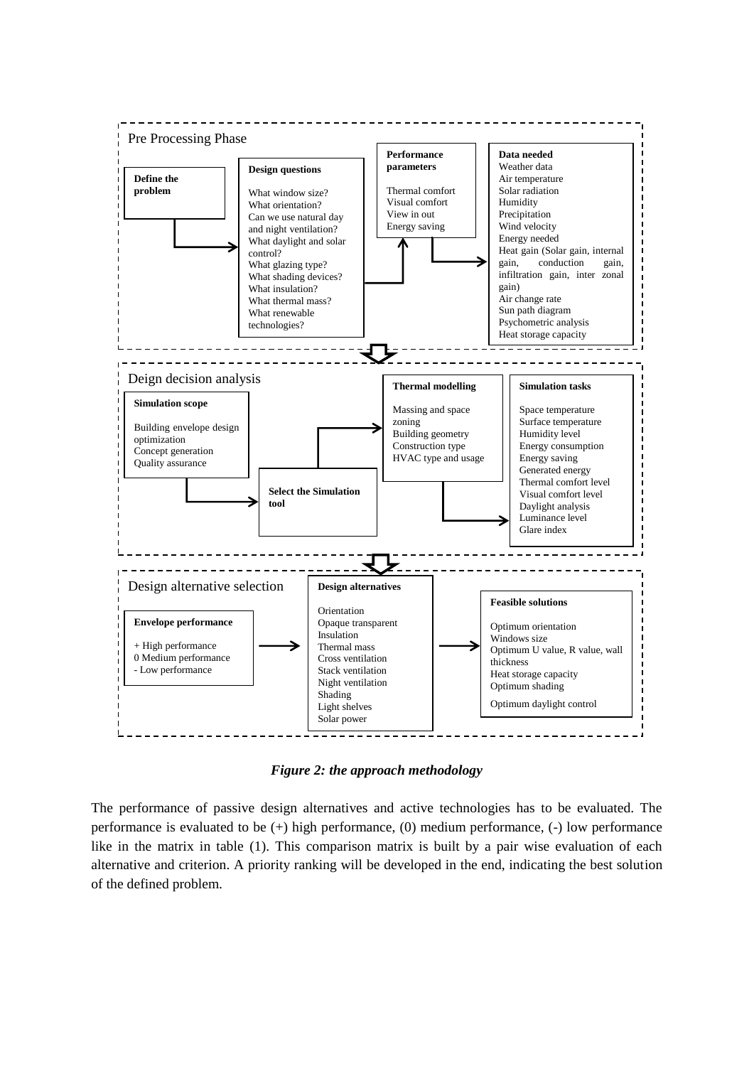Pre Processing Phase

**Define the problem**

**Design questions**

What window size?
What orientation?
Can we use natural day and night ventilation?
What daylight and solar control?
What glazing type?
What shading devices?
What insulation?
What thermal mass?
What renewable technologies?

**Performance parameters**

Thermal comfort
Visual comfort
View in out
Energy saving

**Data needed**
Weather data
Air temperature
Solar radiation
Humidity
Precipitation
Wind velocity
Energy needed
Heat gain (Solar gain, internal gain, conduction gain, infiltration gain, inter zonal gain)
Air change rate
Sun path diagram
Psychometric analysis
Heat storage capacity

Deign decision analysis

**Simulation scope**

Building envelope design optimization
Concept generation
Quality assurance

**Select the Simulation tool**

**Thermal modelling**

Massing and space zoning
Building geometry
Construction type
HVAC type and usage

**Simulation tasks**

Space temperature
Surface temperature
Humidity level
Energy consumption
Energy saving
Generated energy
Thermal comfort level
Visual comfort level
Daylight analysis
Luminance level
Glare index

Design alternative selection

**Envelope performance**

+ High performance
0 Medium performance
- Low performance

**Design alternatives**

Orientation
Opaque transparent
Insulation
Thermal mass
Cross ventilation
Stack ventilation
Night ventilation
Shading
Light shelves
Solar power

**Feasible solutions**

Optimum orientation
Windows size
Optimum U value, R value, wall thickness
Heat storage capacity
Optimum shading
Optimum daylight control

***Figure 2: the approach methodology***

The performance of passive design alternatives and active technologies has to be evaluated. The performance is evaluated to be (+) high performance, (0) medium performance, (-) low performance like in the matrix in table (1). This comparison matrix is built by a pair wise evaluation of each alternative and criterion. A priority ranking will be developed in the end, indicating the best solution of the defined problem.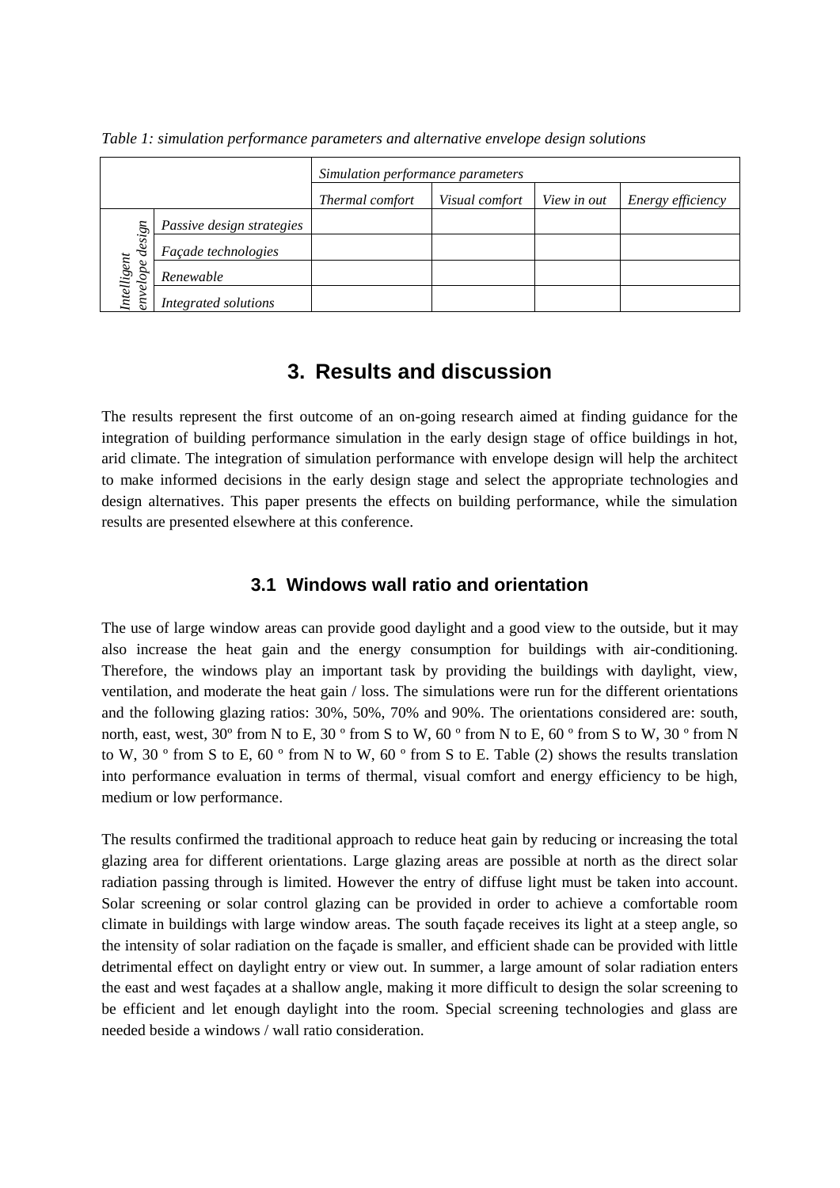*Table 1: simulation performance parameters and alternative envelope design solutions*

| | | *Simulation performance parameters* | | | |
|---|---|---|---|---|---|
| | | *Thermal comfort* | *Visual comfort* | *View in out* | *Energy efficiency* |
| *Intelligent envelope design* | *Passive design strategies* | | | | |
| | *Façade technologies* | | | | |
| | *Renewable* | | | | |
| | *Integrated solutions* | | | | |

# 3. Results and discussion

The results represent the first outcome of an on-going research aimed at finding guidance for the integration of building performance simulation in the early design stage of office buildings in hot, arid climate. The integration of simulation performance with envelope design will help the architect to make informed decisions in the early design stage and select the appropriate technologies and design alternatives. This paper presents the effects on building performance, while the simulation results are presented elsewhere at this conference.

## 3.1 Windows wall ratio and orientation

The use of large window areas can provide good daylight and a good view to the outside, but it may also increase the heat gain and the energy consumption for buildings with air-conditioning. Therefore, the windows play an important task by providing the buildings with daylight, view, ventilation, and moderate the heat gain / loss. The simulations were run for the different orientations and the following glazing ratios: 30%, 50%, 70% and 90%. The orientations considered are: south, north, east, west, 30º from N to E, 30 º from S to W, 60 º from N to E, 60 º from S to W, 30 º from N to W, 30 º from S to E, 60 º from N to W, 60 º from S to E. Table (2) shows the results translation into performance evaluation in terms of thermal, visual comfort and energy efficiency to be high, medium or low performance.

The results confirmed the traditional approach to reduce heat gain by reducing or increasing the total glazing area for different orientations. Large glazing areas are possible at north as the direct solar radiation passing through is limited. However the entry of diffuse light must be taken into account. Solar screening or solar control glazing can be provided in order to achieve a comfortable room climate in buildings with large window areas. The south façade receives its light at a steep angle, so the intensity of solar radiation on the façade is smaller, and efficient shade can be provided with little detrimental effect on daylight entry or view out. In summer, a large amount of solar radiation enters the east and west façades at a shallow angle, making it more difficult to design the solar screening to be efficient and let enough daylight into the room. Special screening technologies and glass are needed beside a windows / wall ratio consideration.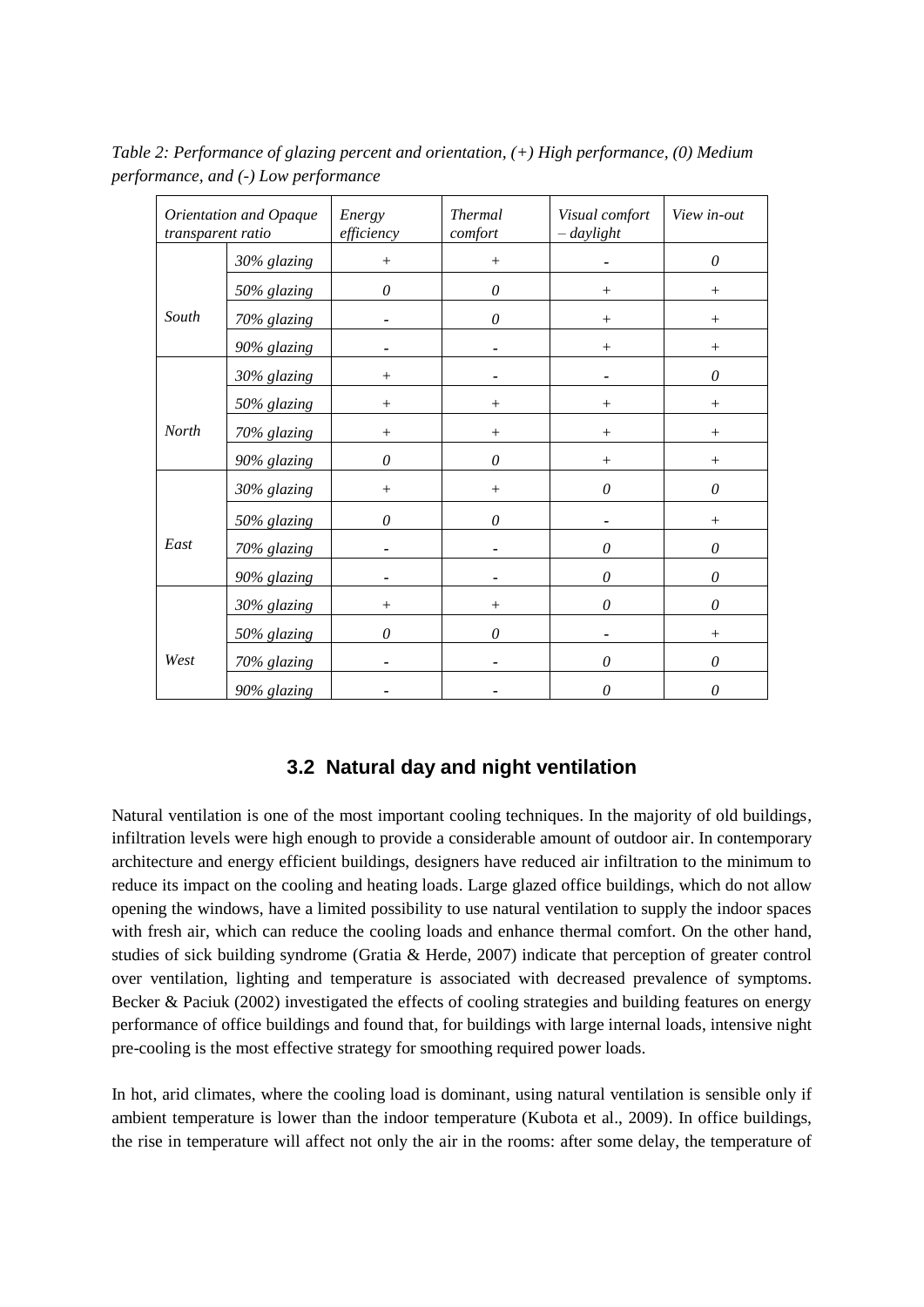*Table 2: Performance of glazing percent and orientation, (+) High performance, (0) Medium performance, and (-) Low performance*

| *Orientation and Opaque transparent ratio* | | *Energy efficiency* | *Thermal comfort* | *Visual comfort – daylight* | *View in-out* |
|---|---|---|---|---|---|
| *South* | *30% glazing* | + | + | - | *0* |
| | *50% glazing* | *0* | *0* | + | + |
| | *70% glazing* | - | *0* | + | + |
| | *90% glazing* | - | - | + | + |
| *North* | *30% glazing* | + | - | - | *0* |
| | *50% glazing* | + | + | + | + |
| | *70% glazing* | + | + | + | + |
| | *90% glazing* | *0* | *0* | + | + |
| *East* | *30% glazing* | + | + | *0* | *0* |
| | *50% glazing* | *0* | *0* | - | + |
| | *70% glazing* | - | - | *0* | *0* |
| | *90% glazing* | - | - | *0* | *0* |
| *West* | *30% glazing* | + | + | *0* | *0* |
| | *50% glazing* | *0* | *0* | - | + |
| | *70% glazing* | - | - | *0* | *0* |
| | *90% glazing* | - | - | *0* | *0* |

## 3.2 Natural day and night ventilation

Natural ventilation is one of the most important cooling techniques. In the majority of old buildings, infiltration levels were high enough to provide a considerable amount of outdoor air. In contemporary architecture and energy efficient buildings, designers have reduced air infiltration to the minimum to reduce its impact on the cooling and heating loads. Large glazed office buildings, which do not allow opening the windows, have a limited possibility to use natural ventilation to supply the indoor spaces with fresh air, which can reduce the cooling loads and enhance thermal comfort. On the other hand, studies of sick building syndrome (Gratia & Herde, 2007) indicate that perception of greater control over ventilation, lighting and temperature is associated with decreased prevalence of symptoms. Becker & Paciuk (2002) investigated the effects of cooling strategies and building features on energy performance of office buildings and found that, for buildings with large internal loads, intensive night pre-cooling is the most effective strategy for smoothing required power loads.

In hot, arid climates, where the cooling load is dominant, using natural ventilation is sensible only if ambient temperature is lower than the indoor temperature (Kubota et al., 2009). In office buildings, the rise in temperature will affect not only the air in the rooms: after some delay, the temperature of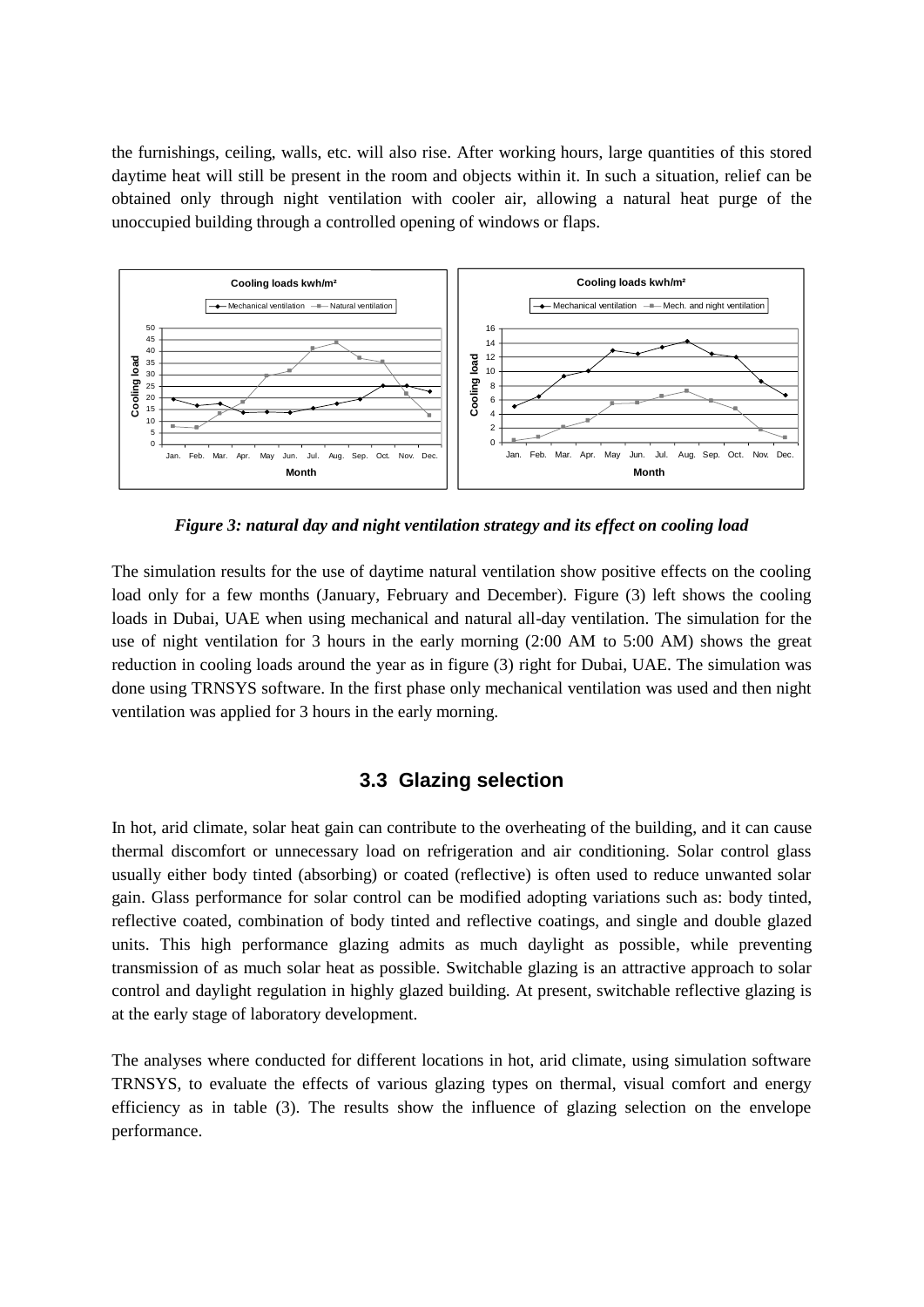the furnishings, ceiling, walls, etc. will also rise. After working hours, large quantities of this stored daytime heat will still be present in the room and objects within it. In such a situation, relief can be obtained only through night ventilation with cooler air, allowing a natural heat purge of the unoccupied building through a controlled opening of windows or flaps.

*Figure 3: natural day and night ventilation strategy and its effect on cooling load*

The simulation results for the use of daytime natural ventilation show positive effects on the cooling load only for a few months (January, February and December). Figure (3) left shows the cooling loads in Dubai, UAE when using mechanical and natural all-day ventilation. The simulation for the use of night ventilation for 3 hours in the early morning (2:00 AM to 5:00 AM) shows the great reduction in cooling loads around the year as in figure (3) right for Dubai, UAE. The simulation was done using TRNSYS software. In the first phase only mechanical ventilation was used and then night ventilation was applied for 3 hours in the early morning.

## 3.3 Glazing selection

In hot, arid climate, solar heat gain can contribute to the overheating of the building, and it can cause thermal discomfort or unnecessary load on refrigeration and air conditioning. Solar control glass usually either body tinted (absorbing) or coated (reflective) is often used to reduce unwanted solar gain. Glass performance for solar control can be modified adopting variations such as: body tinted, reflective coated, combination of body tinted and reflective coatings, and single and double glazed units. This high performance glazing admits as much daylight as possible, while preventing transmission of as much solar heat as possible. Switchable glazing is an attractive approach to solar control and daylight regulation in highly glazed building. At present, switchable reflective glazing is at the early stage of laboratory development.

The analyses where conducted for different locations in hot, arid climate, using simulation software TRNSYS, to evaluate the effects of various glazing types on thermal, visual comfort and energy efficiency as in table (3). The results show the influence of glazing selection on the envelope performance.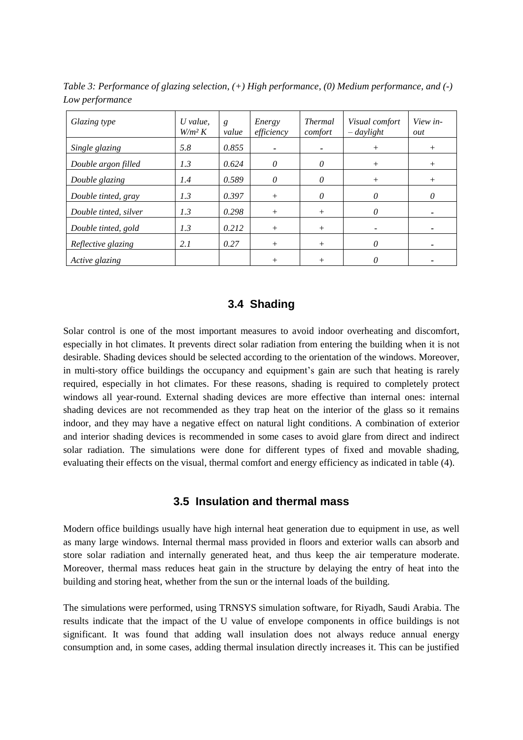*Table 3: Performance of glazing selection, (+) High performance, (0) Medium performance, and (-) Low performance*

| *Glazing type* | *U value, W/m² K* | *g value* | *Energy efficiency* | *Thermal comfort* | *Visual comfort – daylight* | *View in-out* |
|---|---|---|---|---|---|---|
| *Single glazing* | *5.8* | *0.855* | - | - | + | + |
| *Double argon filled* | *1.3* | *0.624* | *0* | *0* | + | + |
| *Double glazing* | *1.4* | *0.589* | *0* | *0* | + | + |
| *Double tinted, gray* | *1.3* | *0.397* | + | *0* | *0* | *0* |
| *Double tinted, silver* | *1.3* | *0.298* | + | + | *0* | - |
| *Double tinted, gold* | *1.3* | *0.212* | + | + | - | - |
| *Reflective glazing* | *2.1* | *0.27* | + | + | *0* | - |
| *Active glazing* | | | + | + | *0* | - |

### 3.4 Shading

Solar control is one of the most important measures to avoid indoor overheating and discomfort, especially in hot climates. It prevents direct solar radiation from entering the building when it is not desirable. Shading devices should be selected according to the orientation of the windows. Moreover, in multi-story office buildings the occupancy and equipment's gain are such that heating is rarely required, especially in hot climates. For these reasons, shading is required to completely protect windows all year-round. External shading devices are more effective than internal ones: internal shading devices are not recommended as they trap heat on the interior of the glass so it remains indoor, and they may have a negative effect on natural light conditions. A combination of exterior and interior shading devices is recommended in some cases to avoid glare from direct and indirect solar radiation. The simulations were done for different types of fixed and movable shading, evaluating their effects on the visual, thermal comfort and energy efficiency as indicated in table (4).

### 3.5 Insulation and thermal mass

Modern office buildings usually have high internal heat generation due to equipment in use, as well as many large windows. Internal thermal mass provided in floors and exterior walls can absorb and store solar radiation and internally generated heat, and thus keep the air temperature moderate. Moreover, thermal mass reduces heat gain in the structure by delaying the entry of heat into the building and storing heat, whether from the sun or the internal loads of the building.

The simulations were performed, using TRNSYS simulation software, for Riyadh, Saudi Arabia. The results indicate that the impact of the U value of envelope components in office buildings is not significant. It was found that adding wall insulation does not always reduce annual energy consumption and, in some cases, adding thermal insulation directly increases it. This can be justified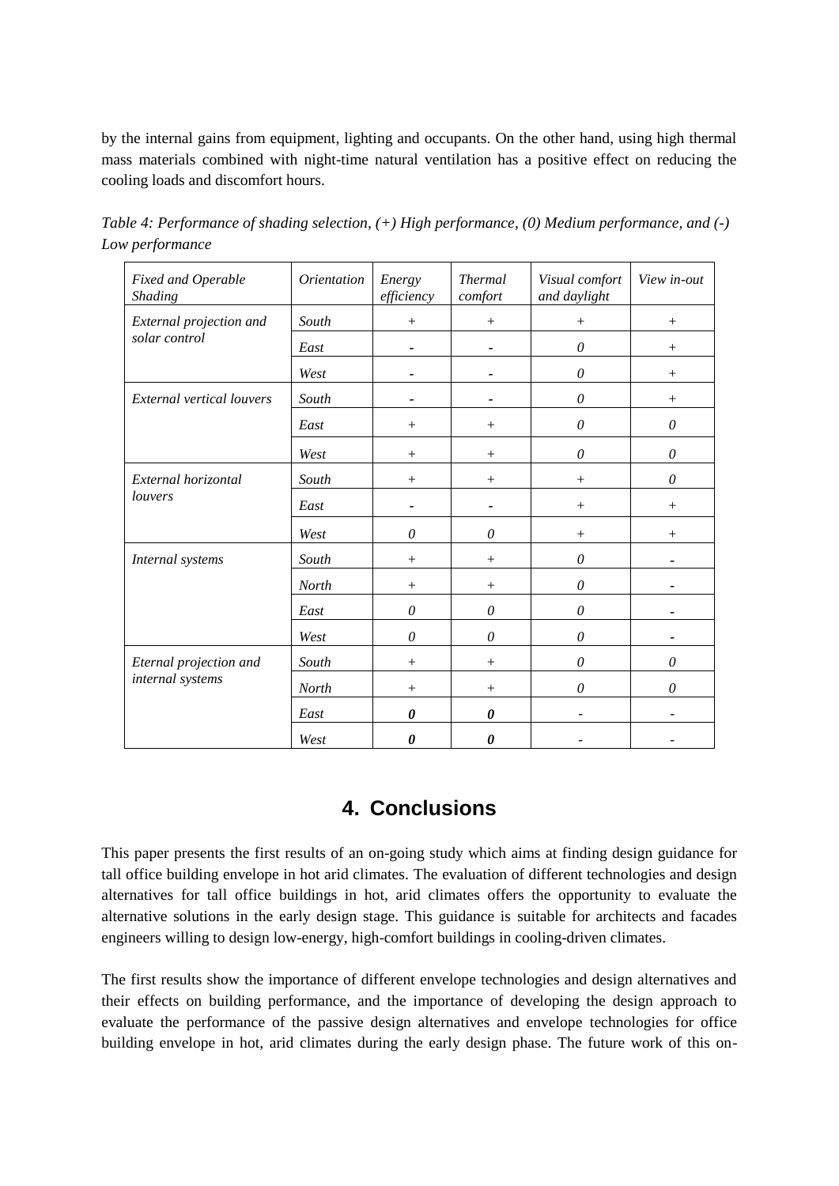by the internal gains from equipment, lighting and occupants. On the other hand, using high thermal mass materials combined with night-time natural ventilation has a positive effect on reducing the cooling loads and discomfort hours.

*Table 4: Performance of shading selection, (+) High performance, (0) Medium performance, and (-) Low performance*

| *Fixed and Operable Shading* | *Orientation* | *Energy efficiency* | *Thermal comfort* | *Visual comfort and daylight* | *View in-out* |
|---|---|---|---|---|---|
| *External projection and solar control* | *South* | + | + | + | + |
| | *East* | - | - | *0* | + |
| | *West* | - | - | *0* | + |
| *External vertical louvers* | *South* | - | - | *0* | + |
| | *East* | + | + | *0* | *0* |
| | *West* | + | + | *0* | *0* |
| *External horizontal louvers* | *South* | + | + | + | *0* |
| | *East* | - | - | + | + |
| | *West* | *0* | *0* | + | + |
| *Internal systems* | *South* | + | + | *0* | - |
| | *North* | + | + | *0* | - |
| | *East* | *0* | *0* | *0* | - |
| | *West* | *0* | *0* | *0* | - |
| *Eternal projection and internal systems* | *South* | + | + | *0* | *0* |
| | *North* | + | + | *0* | *0* |
| | *East* | ***0*** | ***0*** | - | - |
| | *West* | ***0*** | ***0*** | - | - |

## 4. Conclusions

This paper presents the first results of an on-going study which aims at finding design guidance for tall office building envelope in hot arid climates. The evaluation of different technologies and design alternatives for tall office buildings in hot, arid climates offers the opportunity to evaluate the alternative solutions in the early design stage. This guidance is suitable for architects and facades engineers willing to design low-energy, high-comfort buildings in cooling-driven climates.

The first results show the importance of different envelope technologies and design alternatives and their effects on building performance, and the importance of developing the design approach to evaluate the performance of the passive design alternatives and envelope technologies for office building envelope in hot, arid climates during the early design phase. The future work of this on-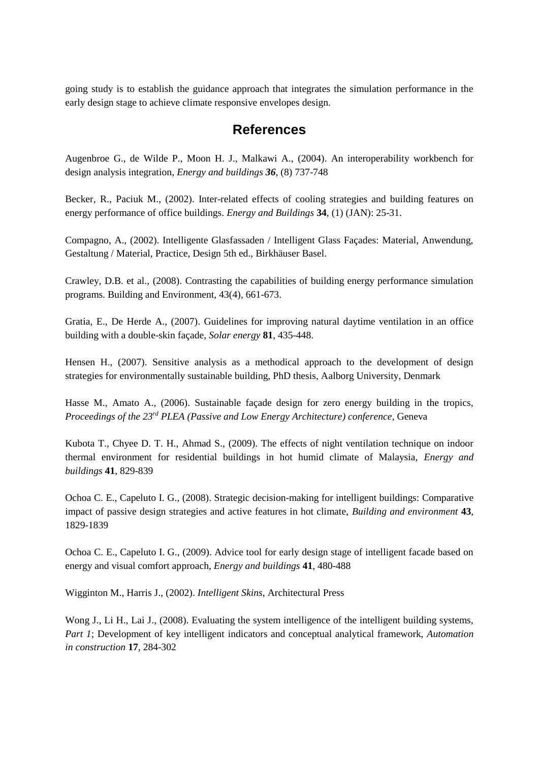going study is to establish the guidance approach that integrates the simulation performance in the early design stage to achieve climate responsive envelopes design.

## References

Augenbroe G., de Wilde P., Moon H. J., Malkawi A., (2004). An interoperability workbench for design analysis integration, *Energy and buildings **36***, (8) 737-748

Becker, R., Paciuk M., (2002). Inter-related effects of cooling strategies and building features on energy performance of office buildings. *Energy and Buildings* **34**, (1) (JAN): 25-31.

Compagno, A., (2002). Intelligente Glasfassaden / Intelligent Glass Façades: Material, Anwendung, Gestaltung / Material, Practice, Design 5th ed., Birkhäuser Basel.

Crawley, D.B. et al., (2008). Contrasting the capabilities of building energy performance simulation programs. Building and Environment, 43(4), 661-673.

Gratia, E., De Herde A., (2007). Guidelines for improving natural daytime ventilation in an office building with a double-skin façade, *Solar energy* **81**, 435-448.

Hensen H., (2007). Sensitive analysis as a methodical approach to the development of design strategies for environmentally sustainable building, PhD thesis, Aalborg University, Denmark

Hasse M., Amato A., (2006). Sustainable façade design for zero energy building in the tropics, *Proceedings of the 23rd PLEA (Passive and Low Energy Architecture) conference*, Geneva

Kubota T., Chyee D. T. H., Ahmad S., (2009). The effects of night ventilation technique on indoor thermal environment for residential buildings in hot humid climate of Malaysia, *Energy and buildings* **41**, 829-839

Ochoa C. E., Capeluto I. G., (2008). Strategic decision-making for intelligent buildings: Comparative impact of passive design strategies and active features in hot climate, *Building and environment* **43**, 1829-1839

Ochoa C. E., Capeluto I. G., (2009). Advice tool for early design stage of intelligent facade based on energy and visual comfort approach, *Energy and buildings* **41**, 480-488

Wigginton M., Harris J., (2002). *Intelligent Skins*, Architectural Press

Wong J., Li H., Lai J., (2008). Evaluating the system intelligence of the intelligent building systems, *Part 1*; Development of key intelligent indicators and conceptual analytical framework, *Automation in construction* **17**, 284-302